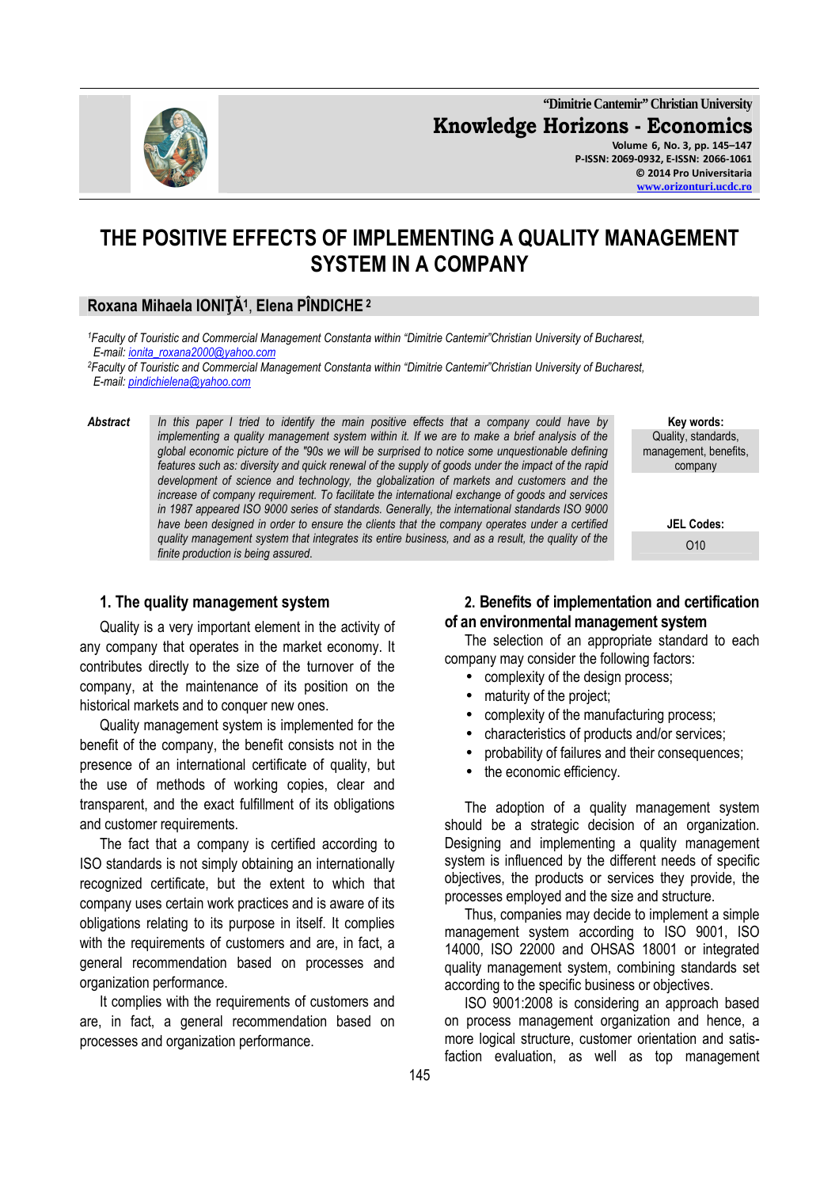# THE POSITIVE EFFECTS OF IMPLEMENTING A QUALITY MANAGEMENT SYSTEM IN A COMPANY

**Roxana Mihaela IONIŢĂ[1], Elena PÎNDICHE[2]**

[1]Faculty of Touristic and Commercial Management Constanta within "Dimitrie Cantemir"Christian University of Bucharest, E-mail: ionita_roxana2000@yahoo.com

[2]Faculty of Touristic and Commercial Management Constanta within "Dimitrie Cantemir"Christian University of Bucharest, E-mail: pindichielena@yahoo.com

**Abstract**

*In this paper I tried to identify the main positive effects that a company could have by implementing a quality management system within it. If we are to make a brief analysis of the global economic picture of the "90s we will be surprised to notice some unquestionable defining features such as: diversity and quick renewal of the supply of goods under the impact of the rapid development of science and technology, the globalization of markets and customers and the increase of company requirement. To facilitate the international exchange of goods and services in 1987 appeared ISO 9000 series of standards. Generally, the international standards ISO 9000 have been designed in order to ensure the clients that the company operates under a certified quality management system that integrates its entire business, and as a result, the quality of the finite production is being assured.*

**Key words:** Quality, standards, management, benefits, company

**JEL Codes:** O10

## 1. The quality management system

Quality is a very important element in the activity of any company that operates in the market economy. It contributes directly to the size of the turnover of the company, at the maintenance of its position on the historical markets and to conquer new ones.

Quality management system is implemented for the benefit of the company, the benefit consists not in the presence of an international certificate of quality, but the use of methods of working copies, clear and transparent, and the exact fulfillment of its obligations and customer requirements.

The fact that a company is certified according to ISO standards is not simply obtaining an internationally recognized certificate, but the extent to which that company uses certain work practices and is aware of its obligations relating to its purpose in itself. It complies with the requirements of customers and are, in fact, a general recommendation based on processes and organization performance.

It complies with the requirements of customers and are, in fact, a general recommendation based on processes and organization performance.

## 2. Benefits of implementation and certification of an environmental management system

The selection of an appropriate standard to each company may consider the following factors:

- complexity of the design process;
- maturity of the project;
- complexity of the manufacturing process;
- characteristics of products and/or services;
- probability of failures and their consequences;
- the economic efficiency.

The adoption of a quality management system should be a strategic decision of an organization. Designing and implementing a quality management system is influenced by the different needs of specific objectives, the products or services they provide, the processes employed and the size and structure.

Thus, companies may decide to implement a simple management system according to ISO 9001, ISO 14000, ISO 22000 and OHSAS 18001 or integrated quality management system, combining standards set according to the specific business or objectives.

ISO 9001:2008 is considering an approach based on process management organization and hence, a more logical structure, customer orientation and satis-faction evaluation, as well as top management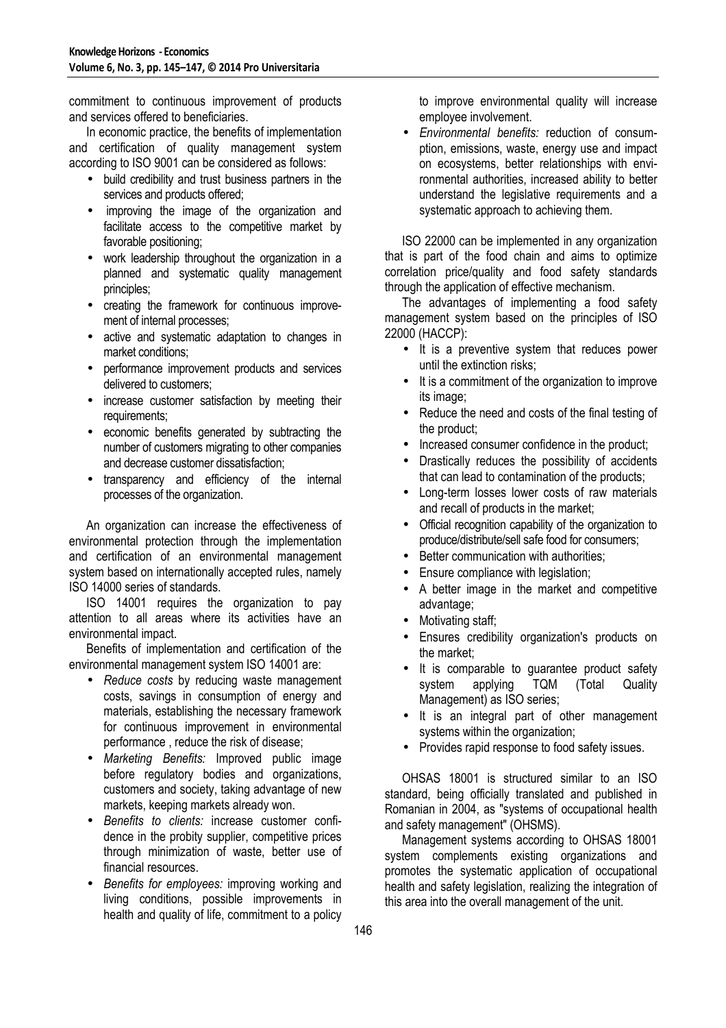commitment to continuous improvement of products and services offered to beneficiaries.

In economic practice, the benefits of implementation and certification of quality management system according to ISO 9001 can be considered as follows:

- build credibility and trust business partners in the services and products offered;
- improving the image of the organization and facilitate access to the competitive market by favorable positioning;
- work leadership throughout the organization in a planned and systematic quality management principles;
- creating the framework for continuous improvement of internal processes;
- active and systematic adaptation to changes in market conditions;
- performance improvement products and services delivered to customers;
- increase customer satisfaction by meeting their requirements;
- economic benefits generated by subtracting the number of customers migrating to other companies and decrease customer dissatisfaction;
- transparency and efficiency of the internal processes of the organization.

An organization can increase the effectiveness of environmental protection through the implementation and certification of an environmental management system based on internationally accepted rules, namely ISO 14000 series of standards.

ISO 14001 requires the organization to pay attention to all areas where its activities have an environmental impact.

Benefits of implementation and certification of the environmental management system ISO 14001 are:

- *Reduce costs* by reducing waste management costs, savings in consumption of energy and materials, establishing the necessary framework for continuous improvement in environmental performance , reduce the risk of disease;
- *Marketing Benefits:* Improved public image before regulatory bodies and organizations, customers and society, taking advantage of new markets, keeping markets already won.
- *Benefits to clients:* increase customer confidence in the probity supplier, competitive prices through minimization of waste, better use of financial resources.
- *Benefits for employees:* improving working and living conditions, possible improvements in health and quality of life, commitment to a policy to improve environmental quality will increase employee involvement.
- *Environmental benefits:* reduction of consumption, emissions, waste, energy use and impact on ecosystems, better relationships with environmental authorities, increased ability to better understand the legislative requirements and a systematic approach to achieving them.

ISO 22000 can be implemented in any organization that is part of the food chain and aims to optimize correlation price/quality and food safety standards through the application of effective mechanism.

The advantages of implementing a food safety management system based on the principles of ISO 22000 (HACCP):

- It is a preventive system that reduces power until the extinction risks;
- It is a commitment of the organization to improve its image;
- Reduce the need and costs of the final testing of the product;
- Increased consumer confidence in the product;
- Drastically reduces the possibility of accidents that can lead to contamination of the products;
- Long-term losses lower costs of raw materials and recall of products in the market;
- Official recognition capability of the organization to produce/distribute/sell safe food for consumers;
- Better communication with authorities;
- Ensure compliance with legislation;
- A better image in the market and competitive advantage;
- Motivating staff;
- Ensures credibility organization's products on the market;
- It is comparable to guarantee product safety system applying TQM (Total Quality Management) as ISO series;
- It is an integral part of other management systems within the organization;
- Provides rapid response to food safety issues.

OHSAS 18001 is structured similar to an ISO standard, being officially translated and published in Romanian in 2004, as "systems of occupational health and safety management" (OHSMS).

Management systems according to OHSAS 18001 system complements existing organizations and promotes the systematic application of occupational health and safety legislation, realizing the integration of this area into the overall management of the unit.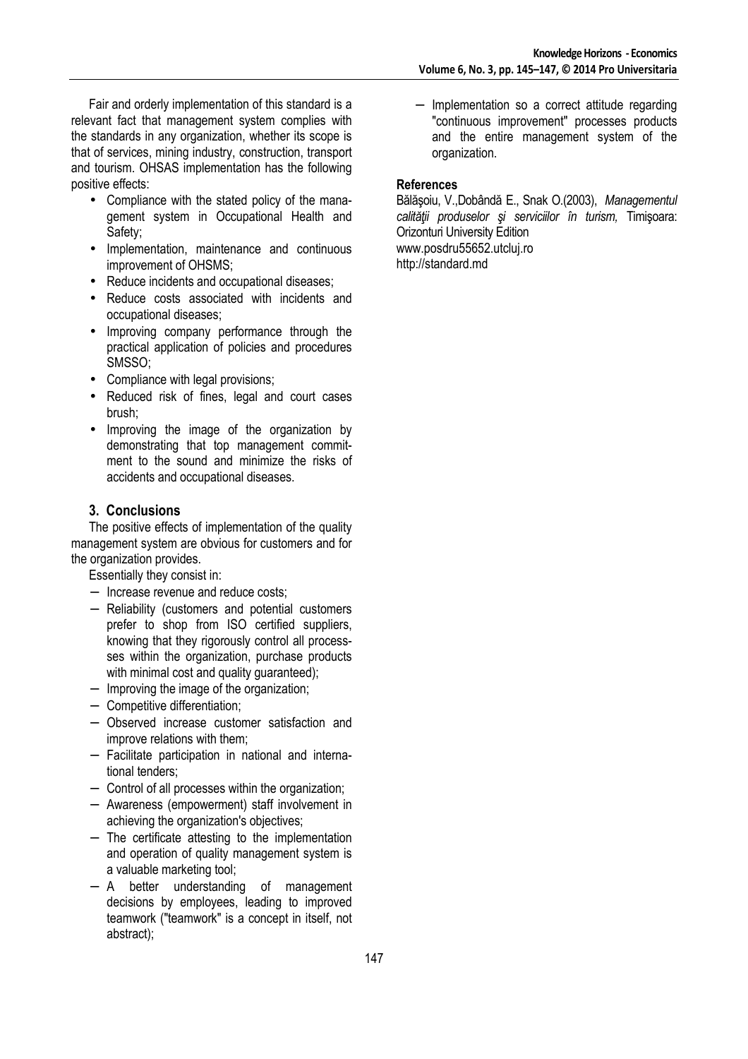Fair and orderly implementation of this standard is a relevant fact that management system complies with the standards in any organization, whether its scope is that of services, mining industry, construction, transport and tourism. OHSAS implementation has the following positive effects:

- Compliance with the stated policy of the management system in Occupational Health and Safety;
- Implementation, maintenance and continuous improvement of OHSMS;
- Reduce incidents and occupational diseases;
- Reduce costs associated with incidents and occupational diseases;
- Improving company performance through the practical application of policies and procedures SMSSO;
- Compliance with legal provisions;
- Reduced risk of fines, legal and court cases brush;
- Improving the image of the organization by demonstrating that top management commitment to the sound and minimize the risks of accidents and occupational diseases.

## 3. Conclusions

The positive effects of implementation of the quality management system are obvious for customers and for the organization provides.

Essentially they consist in:

- Increase revenue and reduce costs;
- Reliability (customers and potential customers prefer to shop from ISO certified suppliers, knowing that they rigorously control all processes within the organization, purchase products with minimal cost and quality guaranteed);
- Improving the image of the organization;
- Competitive differentiation;
- Observed increase customer satisfaction and improve relations with them;
- Facilitate participation in national and international tenders;
- Control of all processes within the organization;
- Awareness (empowerment) staff involvement in achieving the organization's objectives;
- The certificate attesting to the implementation and operation of quality management system is a valuable marketing tool;
- A better understanding of management decisions by employees, leading to improved teamwork ("teamwork" is a concept in itself, not abstract);
- Implementation so a correct attitude regarding "continuous improvement" processes products and the entire management system of the organization.

## References

Bălăşoiu, V.,Dobândă E., Snak O.(2003), *Managementul calităţii produselor şi serviciilor în turism,* Timişoara: Orizonturi University Edition

www.posdru55652.utcluj.ro

http://standard.md